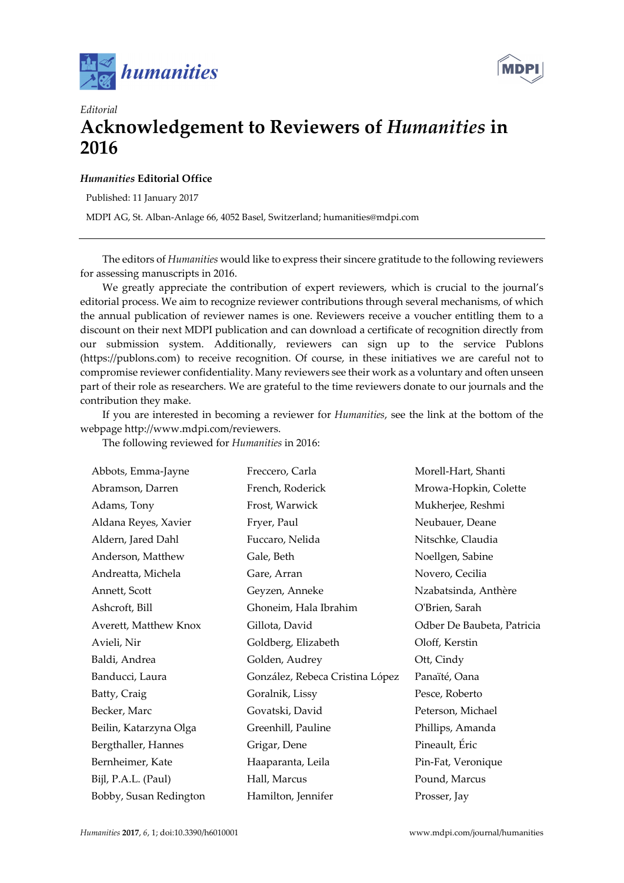*Editorial*

# Acknowledgement to Reviewers of *Humanities* in 2016

***Humanities* Editorial Office**

Published: 11 January 2017

MDPI AG, St. Alban-Anlage 66, 4052 Basel, Switzerland; humanities@mdpi.com

---

The editors of *Humanities* would like to express their sincere gratitude to the following reviewers for assessing manuscripts in 2016.

We greatly appreciate the contribution of expert reviewers, which is crucial to the journal's editorial process. We aim to recognize reviewer contributions through several mechanisms, of which the annual publication of reviewer names is one. Reviewers receive a voucher entitling them to a discount on their next MDPI publication and can download a certificate of recognition directly from our submission system. Additionally, reviewers can sign up to the service Publons (https://publons.com) to receive recognition. Of course, in these initiatives we are careful not to compromise reviewer confidentiality. Many reviewers see their work as a voluntary and often unseen part of their role as researchers. We are grateful to the time reviewers donate to our journals and the contribution they make.

If you are interested in becoming a reviewer for *Humanities*, see the link at the bottom of the webpage http://www.mdpi.com/reviewers.

The following reviewed for *Humanities* in 2016:

Abbots, Emma-Jayne
Abramson, Darren
Adams, Tony
Aldana Reyes, Xavier
Aldern, Jared Dahl
Anderson, Matthew
Andreatta, Michela
Annett, Scott
Ashcroft, Bill
Averett, Matthew Knox
Avieli, Nir
Baldi, Andrea
Banducci, Laura
Batty, Craig
Becker, Marc
Beilin, Katarzyna Olga
Bergthaller, Hannes
Bernheimer, Kate
Bijl, P.A.L. (Paul)
Bobby, Susan Redington
Freccero, Carla
French, Roderick
Frost, Warwick
Fryer, Paul
Fuccaro, Nelida
Gale, Beth
Gare, Arran
Geyzen, Anneke
Ghoneim, Hala Ibrahim
Gillota, David
Goldberg, Elizabeth
Golden, Audrey
González, Rebeca Cristina López
Goralnik, Lissy
Govatski, David
Greenhill, Pauline
Grigar, Dene
Haaparanta, Leila
Hall, Marcus
Hamilton, Jennifer
Morell-Hart, Shanti
Mrowa-Hopkin, Colette
Mukherjee, Reshmi
Neubauer, Deane
Nitschke, Claudia
Noellgen, Sabine
Novero, Cecilia
Nzabatsinda, Anthère
O'Brien, Sarah
Odber De Baubeta, Patricia
Oloff, Kerstin
Ott, Cindy
Panaïté, Oana
Pesce, Roberto
Peterson, Michael
Phillips, Amanda
Pineault, Éric
Pin-Fat, Veronique
Pound, Marcus
Prosser, Jay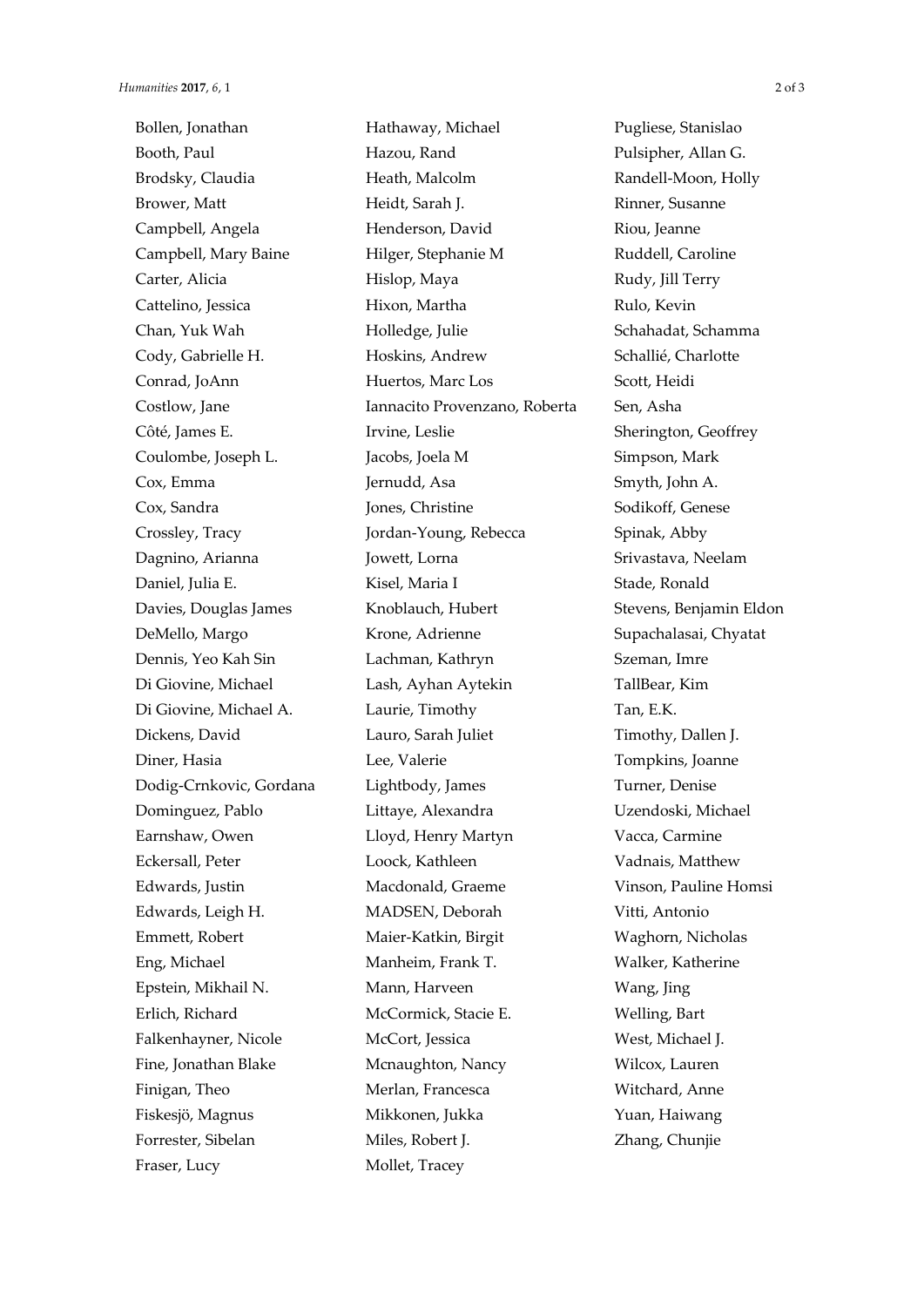Bollen, Jonathan
Booth, Paul
Brodsky, Claudia
Brower, Matt
Campbell, Angela
Campbell, Mary Baine
Carter, Alicia
Cattelino, Jessica
Chan, Yuk Wah
Cody, Gabrielle H.
Conrad, JoAnn
Costlow, Jane
Côté, James E.
Coulombe, Joseph L.
Cox, Emma
Cox, Sandra
Crossley, Tracy
Dagnino, Arianna
Daniel, Julia E.
Davies, Douglas James
DeMello, Margo
Dennis, Yeo Kah Sin
Di Giovine, Michael
Di Giovine, Michael A.
Dickens, David
Diner, Hasia
Dodig-Crnkovic, Gordana
Dominguez, Pablo
Earnshaw, Owen
Eckersall, Peter
Edwards, Justin
Edwards, Leigh H.
Emmett, Robert
Eng, Michael
Epstein, Mikhail N.
Erlich, Richard
Falkenhayner, Nicole
Fine, Jonathan Blake
Finigan, Theo
Fiskesjö, Magnus
Forrester, Sibelan
Fraser, Lucy
Hathaway, Michael
Hazou, Rand
Heath, Malcolm
Heidt, Sarah J.
Henderson, David
Hilger, Stephanie M
Hislop, Maya
Hixon, Martha
Holledge, Julie
Hoskins, Andrew
Huertos, Marc Los
Iannacito Provenzano, Roberta
Irvine, Leslie
Jacobs, Joela M
Jernudd, Asa
Jones, Christine
Jordan-Young, Rebecca
Jowett, Lorna
Kisel, Maria I
Knoblauch, Hubert
Krone, Adrienne
Lachman, Kathryn
Lash, Ayhan Aytekin
Laurie, Timothy
Lauro, Sarah Juliet
Lee, Valerie
Lightbody, James
Littaye, Alexandra
Lloyd, Henry Martyn
Loock, Kathleen
Macdonald, Graeme
MADSEN, Deborah
Maier-Katkin, Birgit
Manheim, Frank T.
Mann, Harveen
McCormick, Stacie E.
McCort, Jessica
Mcnaughton, Nancy
Merlan, Francesca
Mikkonen, Jukka
Miles, Robert J.
Mollet, Tracey
Pugliese, Stanislao
Pulsipher, Allan G.
Randell-Moon, Holly
Rinner, Susanne
Riou, Jeanne
Ruddell, Caroline
Rudy, Jill Terry
Rulo, Kevin
Schahadat, Schamma
Schallié, Charlotte
Scott, Heidi
Sen, Asha
Sherington, Geoffrey
Simpson, Mark
Smyth, John A.
Sodikoff, Genese
Spinak, Abby
Srivastava, Neelam
Stade, Ronald
Stevens, Benjamin Eldon
Supachalasai, Chyatat
Szeman, Imre
TallBear, Kim
Tan, E.K.
Timothy, Dallen J.
Tompkins, Joanne
Turner, Denise
Uzendoski, Michael
Vacca, Carmine
Vadnais, Matthew
Vinson, Pauline Homsi
Vitti, Antonio
Waghorn, Nicholas
Walker, Katherine
Wang, Jing
Welling, Bart
West, Michael J.
Wilcox, Lauren
Witchard, Anne
Yuan, Haiwang
Zhang, Chunjie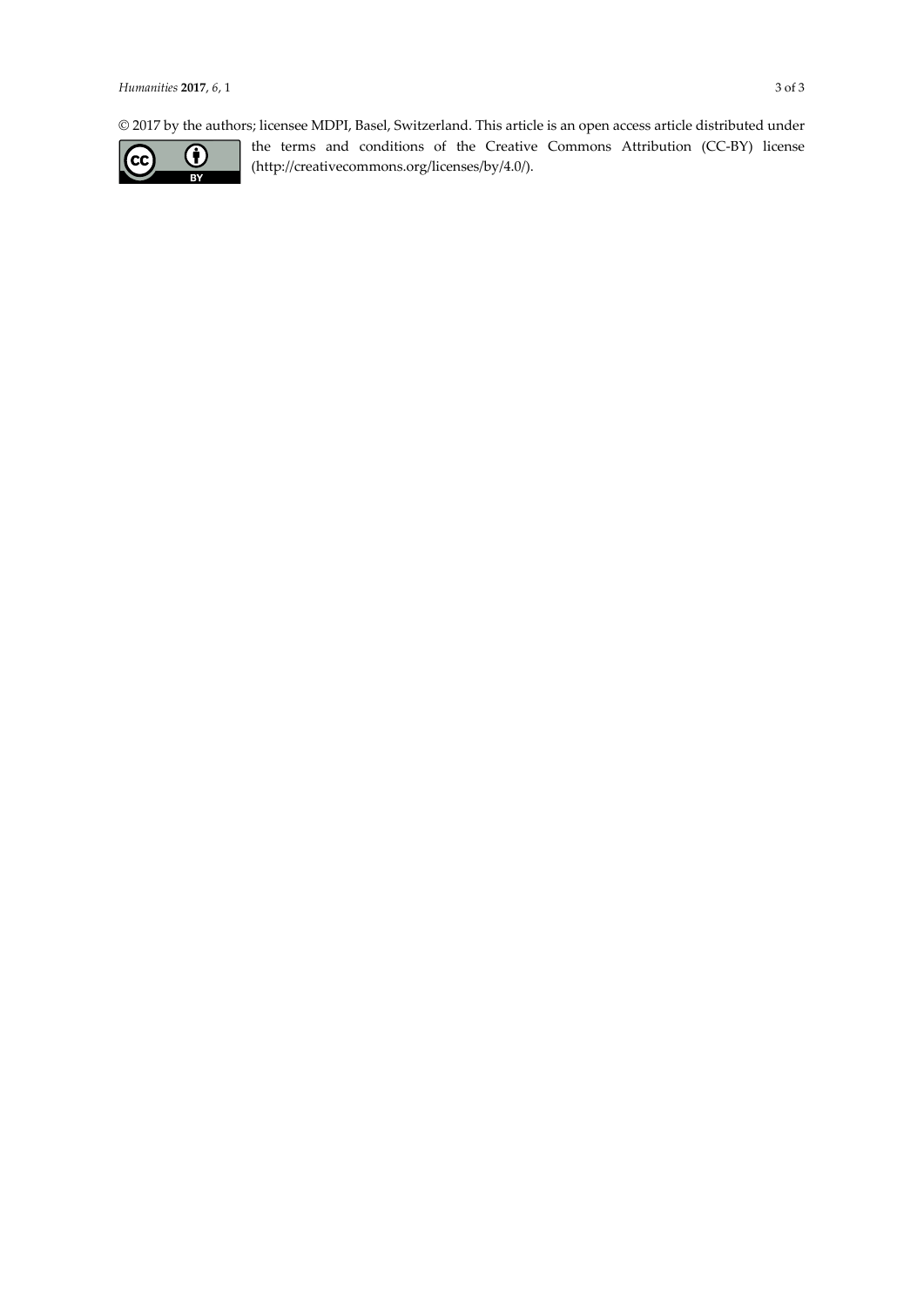© 2017 by the authors; licensee MDPI, Basel, Switzerland. This article is an open access article distributed under the terms and conditions of the Creative Commons Attribution (CC-BY) license (http://creativecommons.org/licenses/by/4.0/).